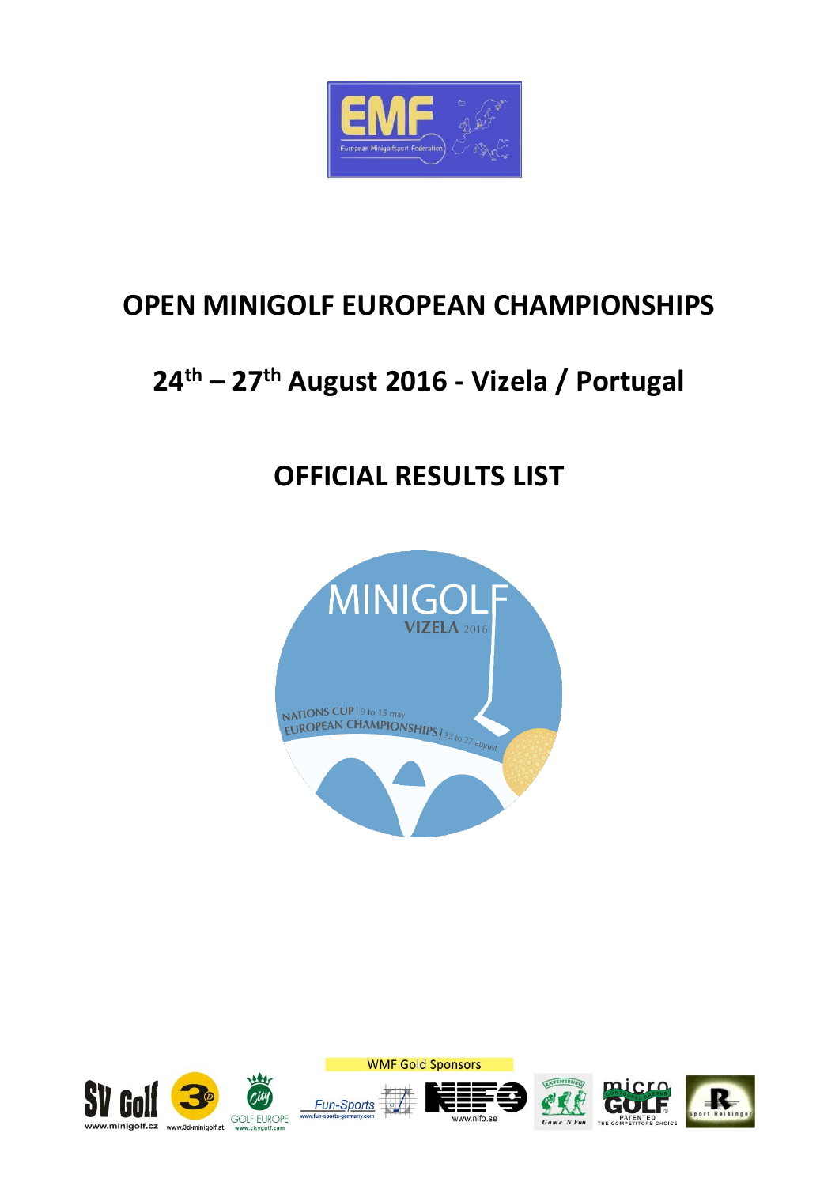# OPEN MINIGOLF EUROPEAN CHAMPIONSHIPS

## 24th – 27th August 2016 - Vizela / Portugal

## OFFICIAL RESULTS LIST

WMF Gold Sponsors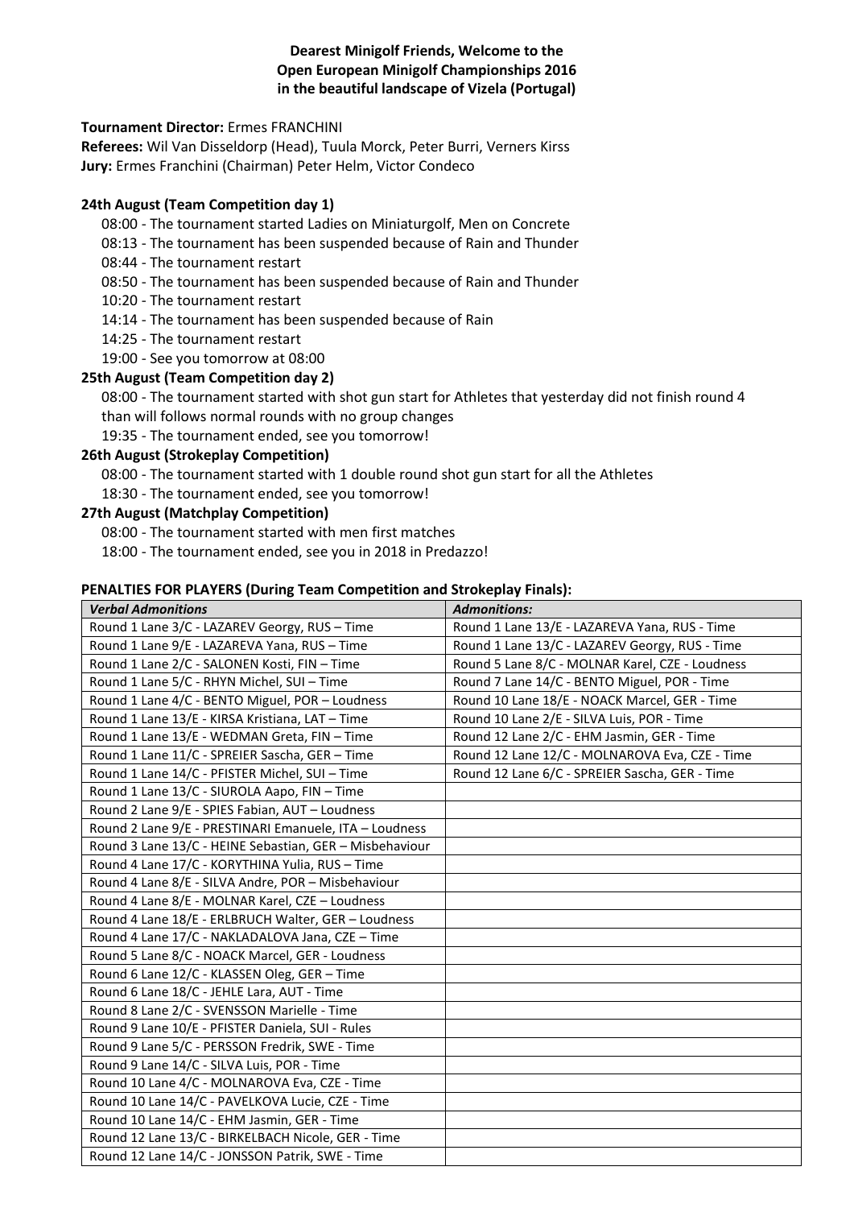**Dearest Minigolf Friends, Welcome to the Open European Minigolf Championships 2016 in the beautiful landscape of Vizela (Portugal)**

**Tournament Director:** Ermes FRANCHINI
**Referees:** Wil Van Disseldorp (Head), Tuula Morck, Peter Burri, Verners Kirss
**Jury:** Ermes Franchini (Chairman) Peter Helm, Victor Condeco

**24th August (Team Competition day 1)**

08:00 - The tournament started Ladies on Miniaturgolf, Men on Concrete
08:13 - The tournament has been suspended because of Rain and Thunder
08:44 - The tournament restart
08:50 - The tournament has been suspended because of Rain and Thunder
10:20 - The tournament restart
14:14 - The tournament has been suspended because of Rain
14:25 - The tournament restart
19:00 - See you tomorrow at 08:00

**25th August (Team Competition day 2)**

08:00 - The tournament started with shot gun start for Athletes that yesterday did not finish round 4 than will follows normal rounds with no group changes
19:35 - The tournament ended, see you tomorrow!

**26th August (Strokeplay Competition)**

08:00 - The tournament started with 1 double round shot gun start for all the Athletes
18:30 - The tournament ended, see you tomorrow!

**27th August (Matchplay Competition)**

08:00 - The tournament started with men first matches
18:00 - The tournament ended, see you in 2018 in Predazzo!

**PENALTIES FOR PLAYERS (During Team Competition and Strokeplay Finals):**

| *Verbal Admonitions* | *Admonitions:* |
|---|---|
| Round 1 Lane 3/C - LAZAREV Georgy, RUS – Time | Round 1 Lane 13/E - LAZAREVA Yana, RUS - Time |
| Round 1 Lane 9/E - LAZAREVA Yana, RUS – Time | Round 1 Lane 13/C - LAZAREV Georgy, RUS - Time |
| Round 1 Lane 2/C - SALONEN Kosti, FIN – Time | Round 5 Lane 8/C - MOLNAR Karel, CZE - Loudness |
| Round 1 Lane 5/C - RHYN Michel, SUI – Time | Round 7 Lane 14/C - BENTO Miguel, POR - Time |
| Round 1 Lane 4/C - BENTO Miguel, POR – Loudness | Round 10 Lane 18/E - NOACK Marcel, GER - Time |
| Round 1 Lane 13/E - KIRSA Kristiana, LAT – Time | Round 10 Lane 2/E - SILVA Luis, POR - Time |
| Round 1 Lane 13/E - WEDMAN Greta, FIN – Time | Round 12 Lane 2/C - EHM Jasmin, GER - Time |
| Round 1 Lane 11/C - SPREIER Sascha, GER – Time | Round 12 Lane 12/C - MOLNAROVA Eva, CZE - Time |
| Round 1 Lane 14/C - PFISTER Michel, SUI – Time | Round 12 Lane 6/C - SPREIER Sascha, GER - Time |
| Round 1 Lane 13/C - SIUROLA Aapo, FIN – Time | |
| Round 2 Lane 9/E - SPIES Fabian, AUT – Loudness | |
| Round 2 Lane 9/E - PRESTINARI Emanuele, ITA – Loudness | |
| Round 3 Lane 13/C - HEINE Sebastian, GER – Misbehaviour | |
| Round 4 Lane 17/C - KORYTHINA Yulia, RUS – Time | |
| Round 4 Lane 8/E - SILVA Andre, POR – Misbehaviour | |
| Round 4 Lane 8/E - MOLNAR Karel, CZE – Loudness | |
| Round 4 Lane 18/E - ERLBRUCH Walter, GER – Loudness | |
| Round 4 Lane 17/C - NAKLADALOVA Jana, CZE – Time | |
| Round 5 Lane 8/C - NOACK Marcel, GER - Loudness | |
| Round 6 Lane 12/C - KLASSEN Oleg, GER – Time | |
| Round 6 Lane 18/C - JEHLE Lara, AUT - Time | |
| Round 8 Lane 2/C - SVENSSON Marielle - Time | |
| Round 9 Lane 10/E - PFISTER Daniela, SUI - Rules | |
| Round 9 Lane 5/C - PERSSON Fredrik, SWE - Time | |
| Round 9 Lane 14/C - SILVA Luis, POR - Time | |
| Round 10 Lane 4/C - MOLNAROVA Eva, CZE - Time | |
| Round 10 Lane 14/C - PAVELKOVA Lucie, CZE - Time | |
| Round 10 Lane 14/C - EHM Jasmin, GER - Time | |
| Round 12 Lane 13/C - BIRKELBACH Nicole, GER - Time | |
| Round 12 Lane 14/C - JONSSON Patrik, SWE - Time | |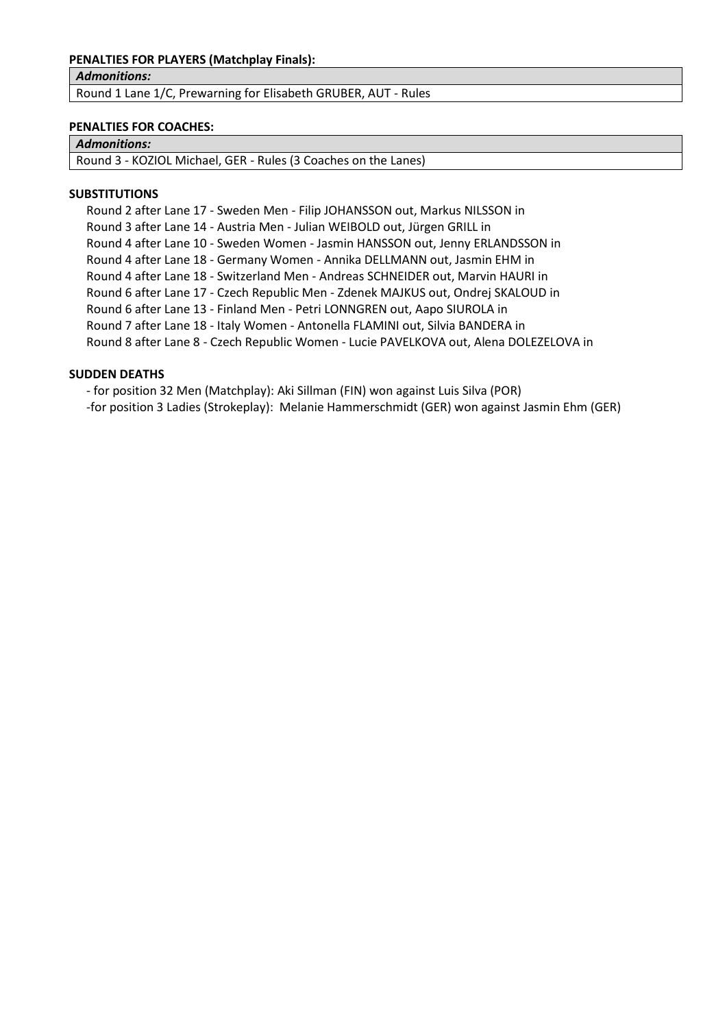**PENALTIES FOR PLAYERS (Matchplay Finals):**

| *Admonitions:* |
|---|
| Round 1 Lane 1/C, Prewarning for Elisabeth GRUBER, AUT - Rules |

**PENALTIES FOR COACHES:**

| *Admonitions:* |
|---|
| Round 3 - KOZIOL Michael, GER - Rules (3 Coaches on the Lanes) |

**SUBSTITUTIONS**

Round 2 after Lane 17 - Sweden Men - Filip JOHANSSON out, Markus NILSSON in
Round 3 after Lane 14 - Austria Men - Julian WEIBOLD out, Jürgen GRILL in
Round 4 after Lane 10 - Sweden Women - Jasmin HANSSON out, Jenny ERLANDSSON in
Round 4 after Lane 18 - Germany Women - Annika DELLMANN out, Jasmin EHM in
Round 4 after Lane 18 - Switzerland Men - Andreas SCHNEIDER out, Marvin HAURI in
Round 6 after Lane 17 - Czech Republic Men - Zdenek MAJKUS out, Ondrej SKALOUD in
Round 6 after Lane 13 - Finland Men - Petri LONNGREN out, Aapo SIUROLA in
Round 7 after Lane 18 - Italy Women - Antonella FLAMINI out, Silvia BANDERA in
Round 8 after Lane 8 - Czech Republic Women - Lucie PAVELKOVA out, Alena DOLEZELOVA in

**SUDDEN DEATHS**

- for position 32 Men (Matchplay): Aki Sillman (FIN) won against Luis Silva (POR)
- for position 3 Ladies (Strokeplay): Melanie Hammerschmidt (GER) won against Jasmin Ehm (GER)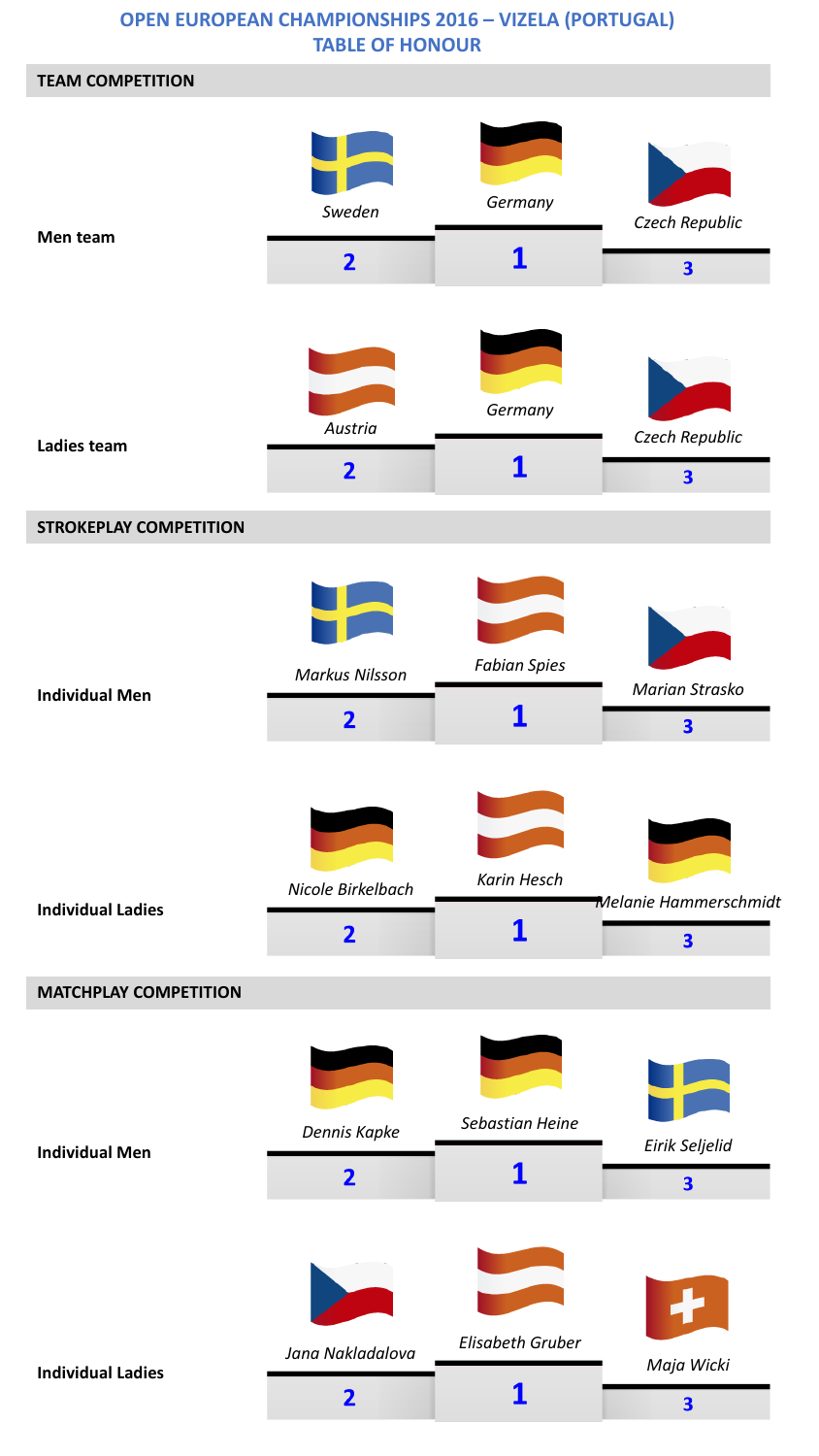# OPEN EUROPEAN CHAMPIONSHIPS 2016 – VIZELA (PORTUGAL)
## TABLE OF HONOUR

### TEAM COMPETITION

| | 1 | 2 | 3 |
|---|---|---|---|
| **Men team** | *Germany* | *Sweden* | *Czech Republic* |
| **Ladies team** | *Germany* | *Austria* | *Czech Republic* |

### STROKEPLAY COMPETITION

| | 1 | 2 | 3 |
|---|---|---|---|
| **Individual Men** | *Fabian Spies* | *Markus Nilsson* | *Marian Strasko* |
| **Individual Ladies** | *Karin Hesch* | *Nicole Birkelbach* | *Melanie Hammerschmidt* |

### MATCHPLAY COMPETITION

| | 1 | 2 | 3 |
|---|---|---|---|
| **Individual Men** | *Sebastian Heine* | *Dennis Kapke* | *Eirik Seljelid* |
| **Individual Ladies** | *Elisabeth Gruber* | *Jana Nakladalova* | *Maja Wicki* |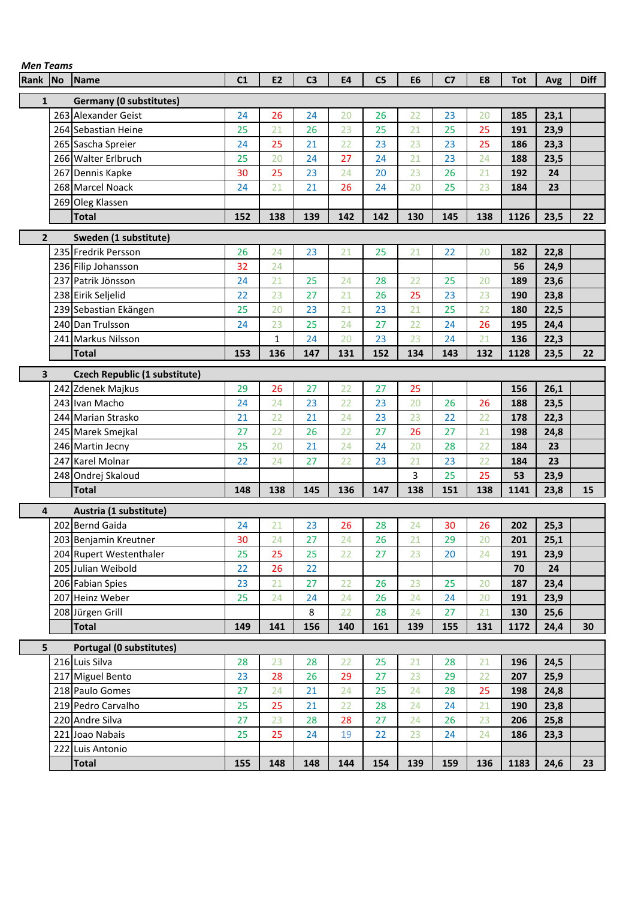***Men Teams***

| Rank | No | Name | C1 | E2 | C3 | E4 | C5 | E6 | C7 | E8 | Tot | Avg | Diff |
|---|---|---|---|---|---|---|---|---|---|---|---|---|---|
| **1** | | **Germany (0 substitutes)** | | | | | | | | | | | |
| | 263 | Alexander Geist | 24 | 26 | 24 | 20 | 26 | 22 | 23 | 20 | **185** | **23,1** | |
| | 264 | Sebastian Heine | 25 | 21 | 26 | 23 | 25 | 21 | 25 | 25 | **191** | **23,9** | |
| | 265 | Sascha Spreier | 24 | 25 | 21 | 22 | 23 | 23 | 23 | 25 | **186** | **23,3** | |
| | 266 | Walter Erlbruch | 25 | 20 | 24 | 27 | 24 | 21 | 23 | 24 | **188** | **23,5** | |
| | 267 | Dennis Kapke | 30 | 25 | 23 | 24 | 20 | 23 | 26 | 21 | **192** | **24** | |
| | 268 | Marcel Noack | 24 | 21 | 21 | 26 | 24 | 20 | 25 | 23 | **184** | **23** | |
| | 269 | Oleg Klassen | | | | | | | | | | | |
| | | **Total** | **152** | **138** | **139** | **142** | **142** | **130** | **145** | **138** | **1126** | **23,5** | **22** |
| **2** | | **Sweden (1 substitute)** | | | | | | | | | | | |
| | 235 | Fredrik Persson | 26 | 24 | 23 | 21 | 25 | 21 | 22 | 20 | **182** | **22,8** | |
| | 236 | Filip Johansson | 32 | 24 | | | | | | | **56** | **24,9** | |
| | 237 | Patrik Jönsson | 24 | 21 | 25 | 24 | 28 | 22 | 25 | 20 | **189** | **23,6** | |
| | 238 | Eirik Seljelid | 22 | 23 | 27 | 21 | 26 | 25 | 23 | 23 | **190** | **23,8** | |
| | 239 | Sebastian Ekängen | 25 | 20 | 23 | 21 | 23 | 21 | 25 | 22 | **180** | **22,5** | |
| | 240 | Dan Trulsson | 24 | 23 | 25 | 24 | 27 | 22 | 24 | 26 | **195** | **24,4** | |
| | 241 | Markus Nilsson | | 1 | 24 | 20 | 23 | 23 | 24 | 21 | **136** | **22,3** | |
| | | **Total** | **153** | **136** | **147** | **131** | **152** | **134** | **143** | **132** | **1128** | **23,5** | **22** |
| **3** | | **Czech Republic (1 substitute)** | | | | | | | | | | | |
| | 242 | Zdenek Majkus | 29 | 26 | 27 | 22 | 27 | 25 | | | **156** | **26,1** | |
| | 243 | Ivan Macho | 24 | 24 | 23 | 22 | 23 | 20 | 26 | 26 | **188** | **23,5** | |
| | 244 | Marian Strasko | 21 | 22 | 21 | 24 | 23 | 23 | 22 | 22 | **178** | **22,3** | |
| | 245 | Marek Smejkal | 27 | 22 | 26 | 22 | 27 | 26 | 27 | 21 | **198** | **24,8** | |
| | 246 | Martin Jecny | 25 | 20 | 21 | 24 | 24 | 20 | 28 | 22 | **184** | **23** | |
| | 247 | Karel Molnar | 22 | 24 | 27 | 22 | 23 | 21 | 23 | 22 | **184** | **23** | |
| | 248 | Ondrej Skaloud | | | | | | 3 | 25 | 25 | **53** | **23,9** | |
| | | **Total** | **148** | **138** | **145** | **136** | **147** | **138** | **151** | **138** | **1141** | **23,8** | **15** |
| **4** | | **Austria (1 substitute)** | | | | | | | | | | | |
| | 202 | Bernd Gaida | 24 | 21 | 23 | 26 | 28 | 24 | 30 | 26 | **202** | **25,3** | |
| | 203 | Benjamin Kreutner | 30 | 24 | 27 | 24 | 26 | 21 | 29 | 20 | **201** | **25,1** | |
| | 204 | Rupert Westenthaler | 25 | 25 | 25 | 22 | 27 | 23 | 20 | 24 | **191** | **23,9** | |
| | 205 | Julian Weibold | 22 | 26 | 22 | | | | | | **70** | **24** | |
| | 206 | Fabian Spies | 23 | 21 | 27 | 22 | 26 | 23 | 25 | 20 | **187** | **23,4** | |
| | 207 | Heinz Weber | 25 | 24 | 24 | 24 | 26 | 24 | 24 | 20 | **191** | **23,9** | |
| | 208 | Jürgen Grill | | | 8 | 22 | 28 | 24 | 27 | 21 | **130** | **25,6** | |
| | | **Total** | **149** | **141** | **156** | **140** | **161** | **139** | **155** | **131** | **1172** | **24,4** | **30** |
| **5** | | **Portugal (0 substitutes)** | | | | | | | | | | | |
| | 216 | Luis Silva | 28 | 23 | 28 | 22 | 25 | 21 | 28 | 21 | **196** | **24,5** | |
| | 217 | Miguel Bento | 23 | 28 | 26 | 29 | 27 | 23 | 29 | 22 | **207** | **25,9** | |
| | 218 | Paulo Gomes | 27 | 24 | 21 | 24 | 25 | 24 | 28 | 25 | **198** | **24,8** | |
| | 219 | Pedro Carvalho | 25 | 25 | 21 | 22 | 28 | 24 | 24 | 21 | **190** | **23,8** | |
| | 220 | Andre Silva | 27 | 23 | 28 | 28 | 27 | 24 | 26 | 23 | **206** | **25,8** | |
| | 221 | Joao Nabais | 25 | 25 | 24 | 19 | 22 | 23 | 24 | 24 | **186** | **23,3** | |
| | 222 | Luis Antonio | | | | | | | | | | | |
| | | **Total** | **155** | **148** | **148** | **144** | **154** | **139** | **159** | **136** | **1183** | **24,6** | **23** |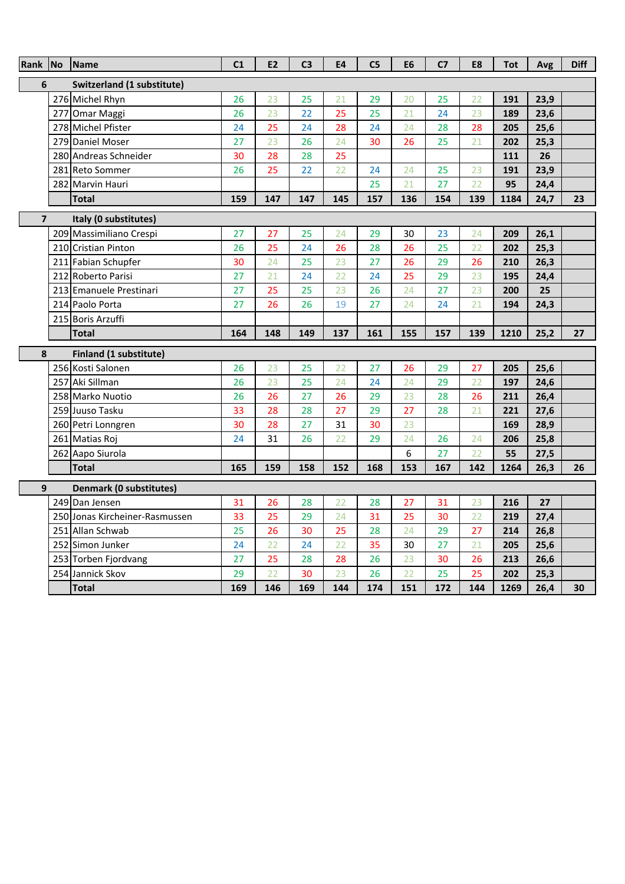| Rank | No | Name | C1 | E2 | C3 | E4 | C5 | E6 | C7 | E8 | Tot | Avg | Diff |
|---|---|---|---|---|---|---|---|---|---|---|---|---|---|
| **6** | | **Switzerland (1 substitute)** | | | | | | | | | | | |
| | 276 | Michel Rhyn | 26 | 23 | 25 | 21 | 29 | 20 | 25 | 22 | **191** | **23,9** | |
| | 277 | Omar Maggi | 26 | 23 | 22 | 25 | 25 | 21 | 24 | 23 | **189** | **23,6** | |
| | 278 | Michel Pfister | 24 | 25 | 24 | 28 | 24 | 24 | 28 | 28 | **205** | **25,6** | |
| | 279 | Daniel Moser | 27 | 23 | 26 | 24 | 30 | 26 | 25 | 21 | **202** | **25,3** | |
| | 280 | Andreas Schneider | 30 | 28 | 28 | 25 | | | | | **111** | **26** | |
| | 281 | Reto Sommer | 26 | 25 | 22 | 22 | 24 | 24 | 25 | 23 | **191** | **23,9** | |
| | 282 | Marvin Hauri | | | | | 25 | 21 | 27 | 22 | **95** | **24,4** | |
| | | **Total** | **159** | **147** | **147** | **145** | **157** | **136** | **154** | **139** | **1184** | **24,7** | **23** |
| **7** | | **Italy (0 substitutes)** | | | | | | | | | | | |
| | 209 | Massimiliano Crespi | 27 | 27 | 25 | 24 | 29 | 30 | 23 | 24 | **209** | **26,1** | |
| | 210 | Cristian Pinton | 26 | 25 | 24 | 26 | 28 | 26 | 25 | 22 | **202** | **25,3** | |
| | 211 | Fabian Schupfer | 30 | 24 | 25 | 23 | 27 | 26 | 29 | 26 | **210** | **26,3** | |
| | 212 | Roberto Parisi | 27 | 21 | 24 | 22 | 24 | 25 | 29 | 23 | **195** | **24,4** | |
| | 213 | Emanuele Prestinari | 27 | 25 | 25 | 23 | 26 | 24 | 27 | 23 | **200** | **25** | |
| | 214 | Paolo Porta | 27 | 26 | 26 | 19 | 27 | 24 | 24 | 21 | **194** | **24,3** | |
| | 215 | Boris Arzuffi | | | | | | | | | | | |
| | | **Total** | **164** | **148** | **149** | **137** | **161** | **155** | **157** | **139** | **1210** | **25,2** | **27** |
| **8** | | **Finland (1 substitute)** | | | | | | | | | | | |
| | 256 | Kosti Salonen | 26 | 23 | 25 | 22 | 27 | 26 | 29 | 27 | **205** | **25,6** | |
| | 257 | Aki Sillman | 26 | 23 | 25 | 24 | 24 | 24 | 29 | 22 | **197** | **24,6** | |
| | 258 | Marko Nuotio | 26 | 26 | 27 | 26 | 29 | 23 | 28 | 26 | **211** | **26,4** | |
| | 259 | Juuso Tasku | 33 | 28 | 28 | 27 | 29 | 27 | 28 | 21 | **221** | **27,6** | |
| | 260 | Petri Lonngren | 30 | 28 | 27 | 31 | 30 | 23 | | | **169** | **28,9** | |
| | 261 | Matias Roj | 24 | 31 | 26 | 22 | 29 | 24 | 26 | 24 | **206** | **25,8** | |
| | 262 | Aapo Siurola | | | | | | 6 | 27 | 22 | **55** | **27,5** | |
| | | **Total** | **165** | **159** | **158** | **152** | **168** | **153** | **167** | **142** | **1264** | **26,3** | **26** |
| **9** | | **Denmark (0 substitutes)** | | | | | | | | | | | |
| | 249 | Dan Jensen | 31 | 26 | 28 | 22 | 28 | 27 | 31 | 23 | **216** | **27** | |
| | 250 | Jonas Kircheiner-Rasmussen | 33 | 25 | 29 | 24 | 31 | 25 | 30 | 22 | **219** | **27,4** | |
| | 251 | Allan Schwab | 25 | 26 | 30 | 25 | 28 | 24 | 29 | 27 | **214** | **26,8** | |
| | 252 | Simon Junker | 24 | 22 | 24 | 22 | 35 | 30 | 27 | 21 | **205** | **25,6** | |
| | 253 | Torben Fjordvang | 27 | 25 | 28 | 28 | 26 | 23 | 30 | 26 | **213** | **26,6** | |
| | 254 | Jannick Skov | 29 | 22 | 30 | 23 | 26 | 22 | 25 | 25 | **202** | **25,3** | |
| | | **Total** | **169** | **146** | **169** | **144** | **174** | **151** | **172** | **144** | **1269** | **26,4** | **30** |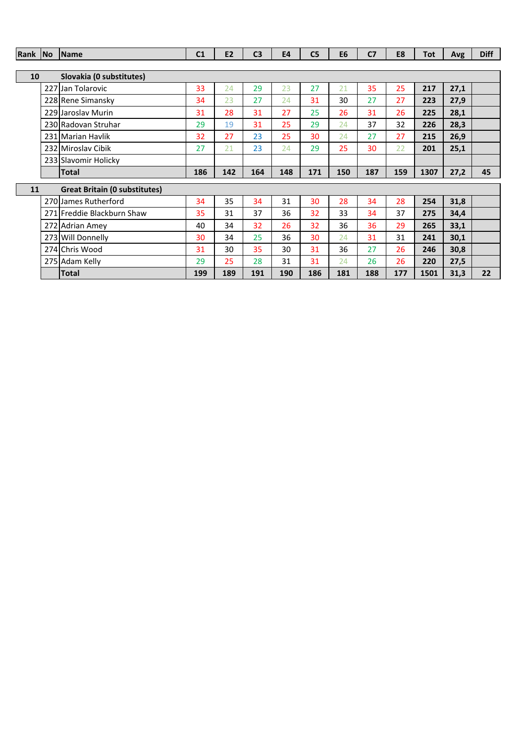| Rank | No | Name | C1 | E2 | C3 | E4 | C5 | E6 | C7 | E8 | Tot | Avg | Diff |
|---|---|---|---|---|---|---|---|---|---|---|---|---|---|
| **10** | | **Slovakia (0 substitutes)** | | | | | | | | | | | |
| | 227 | Jan Tolarovic | 33 | 24 | 29 | 23 | 27 | 21 | 35 | 25 | **217** | **27,1** | |
| | 228 | Rene Simansky | 34 | 23 | 27 | 24 | 31 | 30 | 27 | 27 | **223** | **27,9** | |
| | 229 | Jaroslav Murin | 31 | 28 | 31 | 27 | 25 | 26 | 31 | 26 | **225** | **28,1** | |
| | 230 | Radovan Struhar | 29 | 19 | 31 | 25 | 29 | 24 | 37 | 32 | **226** | **28,3** | |
| | 231 | Marian Havlik | 32 | 27 | 23 | 25 | 30 | 24 | 27 | 27 | **215** | **26,9** | |
| | 232 | Miroslav Cibik | 27 | 21 | 23 | 24 | 29 | 25 | 30 | 22 | **201** | **25,1** | |
| | 233 | Slavomir Holicky | | | | | | | | | | | |
| | | **Total** | **186** | **142** | **164** | **148** | **171** | **150** | **187** | **159** | **1307** | **27,2** | **45** |
| **11** | | **Great Britain (0 substitutes)** | | | | | | | | | | | |
| | 270 | James Rutherford | 34 | 35 | 34 | 31 | 30 | 28 | 34 | 28 | **254** | **31,8** | |
| | 271 | Freddie Blackburn Shaw | 35 | 31 | 37 | 36 | 32 | 33 | 34 | 37 | **275** | **34,4** | |
| | 272 | Adrian Amey | 40 | 34 | 32 | 26 | 32 | 36 | 36 | 29 | **265** | **33,1** | |
| | 273 | Will Donnelly | 30 | 34 | 25 | 36 | 30 | 24 | 31 | 31 | **241** | **30,1** | |
| | 274 | Chris Wood | 31 | 30 | 35 | 30 | 31 | 36 | 27 | 26 | **246** | **30,8** | |
| | 275 | Adam Kelly | 29 | 25 | 28 | 31 | 31 | 24 | 26 | 26 | **220** | **27,5** | |
| | | **Total** | **199** | **189** | **191** | **190** | **186** | **181** | **188** | **177** | **1501** | **31,3** | **22** |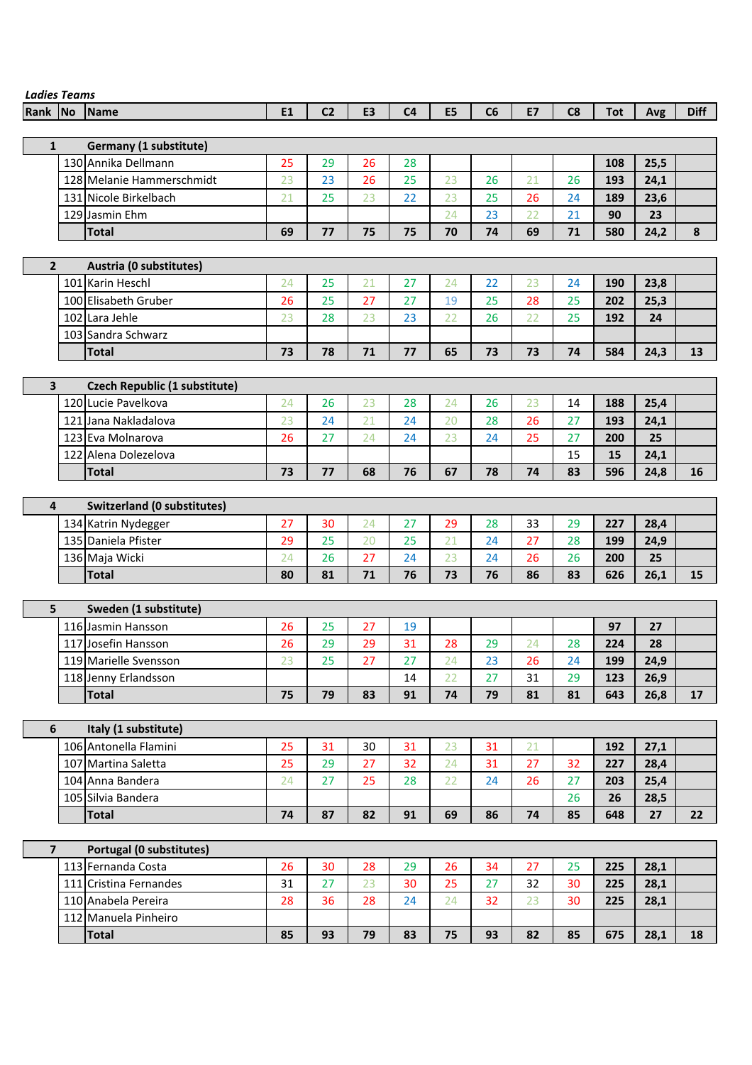*Ladies Teams*

| Rank | No | Name | E1 | C2 | E3 | C4 | E5 | C6 | E7 | C8 | Tot | Avg | Diff |
|---|---|---|---|---|---|---|---|---|---|---|---|---|---|
| 1 | | **Germany (1 substitute)** | | | | | | | | | | | |
| | 130 | Annika Dellmann | 25 | 29 | 26 | 28 | | | | | **108** | **25,5** | |
| | 128 | Melanie Hammerschmidt | 23 | 23 | 26 | 25 | 23 | 26 | 21 | 26 | **193** | **24,1** | |
| | 131 | Nicole Birkelbach | 21 | 25 | 23 | 22 | 23 | 25 | 26 | 24 | **189** | **23,6** | |
| | 129 | Jasmin Ehm | | | | | 24 | 23 | 22 | 21 | **90** | **23** | |
| | | **Total** | **69** | **77** | **75** | **75** | **70** | **74** | **69** | **71** | **580** | **24,2** | **8** |
| 2 | | **Austria (0 substitutes)** | | | | | | | | | | | |
| | 101 | Karin Heschl | 24 | 25 | 21 | 27 | 24 | 22 | 23 | 24 | **190** | **23,8** | |
| | 100 | Elisabeth Gruber | 26 | 25 | 27 | 27 | 19 | 25 | 28 | 25 | **202** | **25,3** | |
| | 102 | Lara Jehle | 23 | 28 | 23 | 23 | 22 | 26 | 22 | 25 | **192** | **24** | |
| | 103 | Sandra Schwarz | | | | | | | | | | | |
| | | **Total** | **73** | **78** | **71** | **77** | **65** | **73** | **73** | **74** | **584** | **24,3** | **13** |
| 3 | | **Czech Republic (1 substitute)** | | | | | | | | | | | |
| | 120 | Lucie Pavelkova | 24 | 26 | 23 | 28 | 24 | 26 | 23 | 14 | **188** | **25,4** | |
| | 121 | Jana Nakladalova | 23 | 24 | 21 | 24 | 20 | 28 | 26 | 27 | **193** | **24,1** | |
| | 123 | Eva Molnarova | 26 | 27 | 24 | 24 | 23 | 24 | 25 | 27 | **200** | **25** | |
| | 122 | Alena Dolezelova | | | | | | | | 15 | **15** | **24,1** | |
| | | **Total** | **73** | **77** | **68** | **76** | **67** | **78** | **74** | **83** | **596** | **24,8** | **16** |
| 4 | | **Switzerland (0 substitutes)** | | | | | | | | | | | |
| | 134 | Katrin Nydegger | 27 | 30 | 24 | 27 | 29 | 28 | 33 | 29 | **227** | **28,4** | |
| | 135 | Daniela Pfister | 29 | 25 | 20 | 25 | 21 | 24 | 27 | 28 | **199** | **24,9** | |
| | 136 | Maja Wicki | 24 | 26 | 27 | 24 | 23 | 24 | 26 | 26 | **200** | **25** | |
| | | **Total** | **80** | **81** | **71** | **76** | **73** | **76** | **86** | **83** | **626** | **26,1** | **15** |
| 5 | | **Sweden (1 substitute)** | | | | | | | | | | | |
| | 116 | Jasmin Hansson | 26 | 25 | 27 | 19 | | | | | **97** | **27** | |
| | 117 | Josefin Hansson | 26 | 29 | 29 | 31 | 28 | 29 | 24 | 28 | **224** | **28** | |
| | 119 | Marielle Svensson | 23 | 25 | 27 | 27 | 24 | 23 | 26 | 24 | **199** | **24,9** | |
| | 118 | Jenny Erlandsson | | | | 14 | 22 | 27 | 31 | 29 | **123** | **26,9** | |
| | | **Total** | **75** | **79** | **83** | **91** | **74** | **79** | **81** | **81** | **643** | **26,8** | **17** |
| 6 | | **Italy (1 substitute)** | | | | | | | | | | | |
| | 106 | Antonella Flamini | 25 | 31 | 30 | 31 | 23 | 31 | 21 | | **192** | **27,1** | |
| | 107 | Martina Saletta | 25 | 29 | 27 | 32 | 24 | 31 | 27 | 32 | **227** | **28,4** | |
| | 104 | Anna Bandera | 24 | 27 | 25 | 28 | 22 | 24 | 26 | 27 | **203** | **25,4** | |
| | 105 | Silvia Bandera | | | | | | | | 26 | **26** | **28,5** | |
| | | **Total** | **74** | **87** | **82** | **91** | **69** | **86** | **74** | **85** | **648** | **27** | **22** |
| 7 | | **Portugal (0 substitutes)** | | | | | | | | | | | |
| | 113 | Fernanda Costa | 26 | 30 | 28 | 29 | 26 | 34 | 27 | 25 | **225** | **28,1** | |
| | 111 | Cristina Fernandes | 31 | 27 | 23 | 30 | 25 | 27 | 32 | 30 | **225** | **28,1** | |
| | 110 | Anabela Pereira | 28 | 36 | 28 | 24 | 24 | 32 | 23 | 30 | **225** | **28,1** | |
| | 112 | Manuela Pinheiro | | | | | | | | | | | |
| | | **Total** | **85** | **93** | **79** | **83** | **75** | **93** | **82** | **85** | **675** | **28,1** | **18** |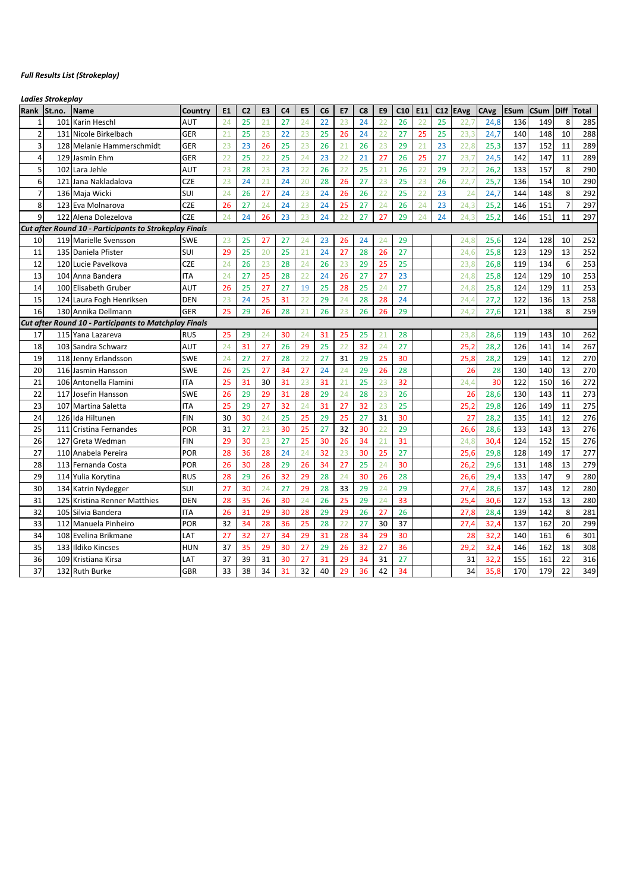*Full Results List (Strokeplay)*

*Ladies Strokeplay*

| Rank | St.no. | Name | Country | E1 | C2 | E3 | C4 | E5 | C6 | E7 | C8 | E9 | C10 | E11 | C12 | EAvg | CAvg | ESum | CSum | Diff | Total |
|---|---|---|---|---|---|---|---|---|---|---|---|---|---|---|---|---|---|---|---|---|---|
| 1 | 101 | Karin Heschl | AUT | 24 | 25 | 21 | 27 | 24 | 22 | 23 | 24 | 22 | 26 | 22 | 25 | 22,7 | 24,8 | 136 | 149 | 8 | 285 |
| 2 | 131 | Nicole Birkelbach | GER | 21 | 25 | 23 | 22 | 23 | 25 | 26 | 24 | 22 | 27 | 25 | 25 | 23,3 | 24,7 | 140 | 148 | 10 | 288 |
| 3 | 128 | Melanie Hammerschmidt | GER | 23 | 23 | 26 | 25 | 23 | 26 | 21 | 26 | 23 | 29 | 21 | 23 | 22,8 | 25,3 | 137 | 152 | 11 | 289 |
| 4 | 129 | Jasmin Ehm | GER | 22 | 25 | 22 | 25 | 24 | 23 | 22 | 21 | 27 | 26 | 25 | 27 | 23,7 | 24,5 | 142 | 147 | 11 | 289 |
| 5 | 102 | Lara Jehle | AUT | 23 | 28 | 23 | 23 | 22 | 26 | 22 | 25 | 21 | 26 | 22 | 29 | 22,2 | 26,2 | 133 | 157 | 8 | 290 |
| 6 | 121 | Jana Nakladalova | CZE | 23 | 24 | 21 | 24 | 20 | 28 | 26 | 27 | 23 | 25 | 23 | 26 | 22,7 | 25,7 | 136 | 154 | 10 | 290 |
| 7 | 136 | Maja Wicki | SUI | 24 | 26 | 27 | 24 | 23 | 24 | 26 | 26 | 22 | 25 | 22 | 23 | 24 | 24,7 | 144 | 148 | 8 | 292 |
| 8 | 123 | Eva Molnarova | CZE | 26 | 27 | 24 | 24 | 23 | 24 | 25 | 27 | 24 | 26 | 24 | 23 | 24,3 | 25,2 | 146 | 151 | 7 | 297 |
| 9 | 122 | Alena Dolezelova | CZE | 24 | 24 | 26 | 23 | 23 | 24 | 22 | 27 | 27 | 29 | 24 | 24 | 24,3 | 25,2 | 146 | 151 | 11 | 297 |
| ***Cut after Round 10 - Participants to Strokeplay Finals*** | | | | | | | | | | | | | | | | | | | | | |
| 10 | 119 | Marielle Svensson | SWE | 23 | 25 | 27 | 27 | 24 | 23 | 26 | 24 | 24 | 29 | | | 24,8 | 25,6 | 124 | 128 | 10 | 252 |
| 11 | 135 | Daniela Pfister | SUI | 29 | 25 | 20 | 25 | 21 | 24 | 27 | 28 | 26 | 27 | | | 24,6 | 25,8 | 123 | 129 | 13 | 252 |
| 12 | 120 | Lucie Pavelkova | CZE | 24 | 26 | 23 | 28 | 24 | 26 | 23 | 29 | 25 | 25 | | | 23,8 | 26,8 | 119 | 134 | 6 | 253 |
| 13 | 104 | Anna Bandera | ITA | 24 | 27 | 25 | 28 | 22 | 24 | 26 | 27 | 27 | 23 | | | 24,8 | 25,8 | 124 | 129 | 10 | 253 |
| 14 | 100 | Elisabeth Gruber | AUT | 26 | 25 | 27 | 27 | 19 | 25 | 28 | 25 | 24 | 27 | | | 24,8 | 25,8 | 124 | 129 | 11 | 253 |
| 15 | 124 | Laura Fogh Henriksen | DEN | 23 | 24 | 25 | 31 | 22 | 29 | 24 | 28 | 28 | 24 | | | 24,4 | 27,2 | 122 | 136 | 13 | 258 |
| 16 | 130 | Annika Dellmann | GER | 25 | 29 | 26 | 28 | 21 | 26 | 23 | 26 | 26 | 29 | | | 24,2 | 27,6 | 121 | 138 | 8 | 259 |
| ***Cut after Round 10 - Participants to Matchplay Finals*** | | | | | | | | | | | | | | | | | | | | | |
| 17 | 115 | Yana Lazareva | RUS | 25 | 29 | 24 | 30 | 24 | 31 | 25 | 25 | 21 | 28 | | | 23,8 | 28,6 | 119 | 143 | 10 | 262 |
| 18 | 103 | Sandra Schwarz | AUT | 24 | 31 | 27 | 26 | 29 | 25 | 22 | 32 | 24 | 27 | | | 25,2 | 28,2 | 126 | 141 | 14 | 267 |
| 19 | 118 | Jenny Erlandsson | SWE | 24 | 27 | 27 | 28 | 22 | 27 | 31 | 29 | 25 | 30 | | | 25,8 | 28,2 | 129 | 141 | 12 | 270 |
| 20 | 116 | Jasmin Hansson | SWE | 26 | 25 | 27 | 34 | 27 | 24 | 24 | 29 | 26 | 28 | | | 26 | 28 | 130 | 140 | 13 | 270 |
| 21 | 106 | Antonella Flamini | ITA | 25 | 31 | 30 | 31 | 23 | 31 | 21 | 25 | 23 | 32 | | | 24,4 | 30 | 122 | 150 | 16 | 272 |
| 22 | 117 | Josefin Hansson | SWE | 26 | 29 | 29 | 31 | 28 | 29 | 24 | 28 | 23 | 26 | | | 26 | 28,6 | 130 | 143 | 11 | 273 |
| 23 | 107 | Martina Saletta | ITA | 25 | 29 | 27 | 32 | 24 | 31 | 27 | 32 | 23 | 25 | | | 25,2 | 29,8 | 126 | 149 | 11 | 275 |
| 24 | 126 | Ida Hiltunen | FIN | 30 | 30 | 24 | 25 | 25 | 29 | 25 | 27 | 31 | 30 | | | 27 | 28,2 | 135 | 141 | 12 | 276 |
| 25 | 111 | Cristina Fernandes | POR | 31 | 27 | 23 | 30 | 25 | 27 | 32 | 30 | 22 | 29 | | | 26,6 | 28,6 | 133 | 143 | 13 | 276 |
| 26 | 127 | Greta Wedman | FIN | 29 | 30 | 23 | 27 | 25 | 30 | 26 | 34 | 21 | 31 | | | 24,8 | 30,4 | 124 | 152 | 15 | 276 |
| 27 | 110 | Anabela Pereira | POR | 28 | 36 | 28 | 24 | 24 | 32 | 23 | 30 | 25 | 27 | | | 25,6 | 29,8 | 128 | 149 | 17 | 277 |
| 28 | 113 | Fernanda Costa | POR | 26 | 30 | 28 | 29 | 26 | 34 | 27 | 25 | 24 | 30 | | | 26,2 | 29,6 | 131 | 148 | 13 | 279 |
| 29 | 114 | Yulia Korytina | RUS | 28 | 29 | 26 | 32 | 29 | 28 | 24 | 30 | 26 | 28 | | | 26,6 | 29,4 | 133 | 147 | 9 | 280 |
| 30 | 134 | Katrin Nydegger | SUI | 27 | 30 | 24 | 27 | 29 | 28 | 33 | 29 | 24 | 29 | | | 27,4 | 28,6 | 137 | 143 | 12 | 280 |
| 31 | 125 | Kristina Renner Matthies | DEN | 28 | 35 | 26 | 30 | 24 | 26 | 25 | 29 | 24 | 33 | | | 25,4 | 30,6 | 127 | 153 | 13 | 280 |
| 32 | 105 | Silvia Bandera | ITA | 26 | 31 | 29 | 30 | 28 | 29 | 29 | 26 | 27 | 26 | | | 27,8 | 28,4 | 139 | 142 | 8 | 281 |
| 33 | 112 | Manuela Pinheiro | POR | 32 | 34 | 28 | 36 | 25 | 28 | 22 | 27 | 30 | 37 | | | 27,4 | 32,4 | 137 | 162 | 20 | 299 |
| 34 | 108 | Evelina Brikmane | LAT | 27 | 32 | 27 | 34 | 29 | 31 | 28 | 34 | 29 | 30 | | | 28 | 32,2 | 140 | 161 | 6 | 301 |
| 35 | 133 | Ildiko Kincses | HUN | 37 | 35 | 29 | 30 | 27 | 29 | 26 | 32 | 27 | 36 | | | 29,2 | 32,4 | 146 | 162 | 18 | 308 |
| 36 | 109 | Kristiana Kirsa | LAT | 37 | 39 | 31 | 30 | 27 | 31 | 29 | 34 | 31 | 27 | | | 31 | 32,2 | 155 | 161 | 22 | 316 |
| 37 | 132 | Ruth Burke | GBR | 33 | 38 | 34 | 31 | 32 | 40 | 29 | 36 | 42 | 34 | | | 34 | 35,8 | 170 | 179 | 22 | 349 |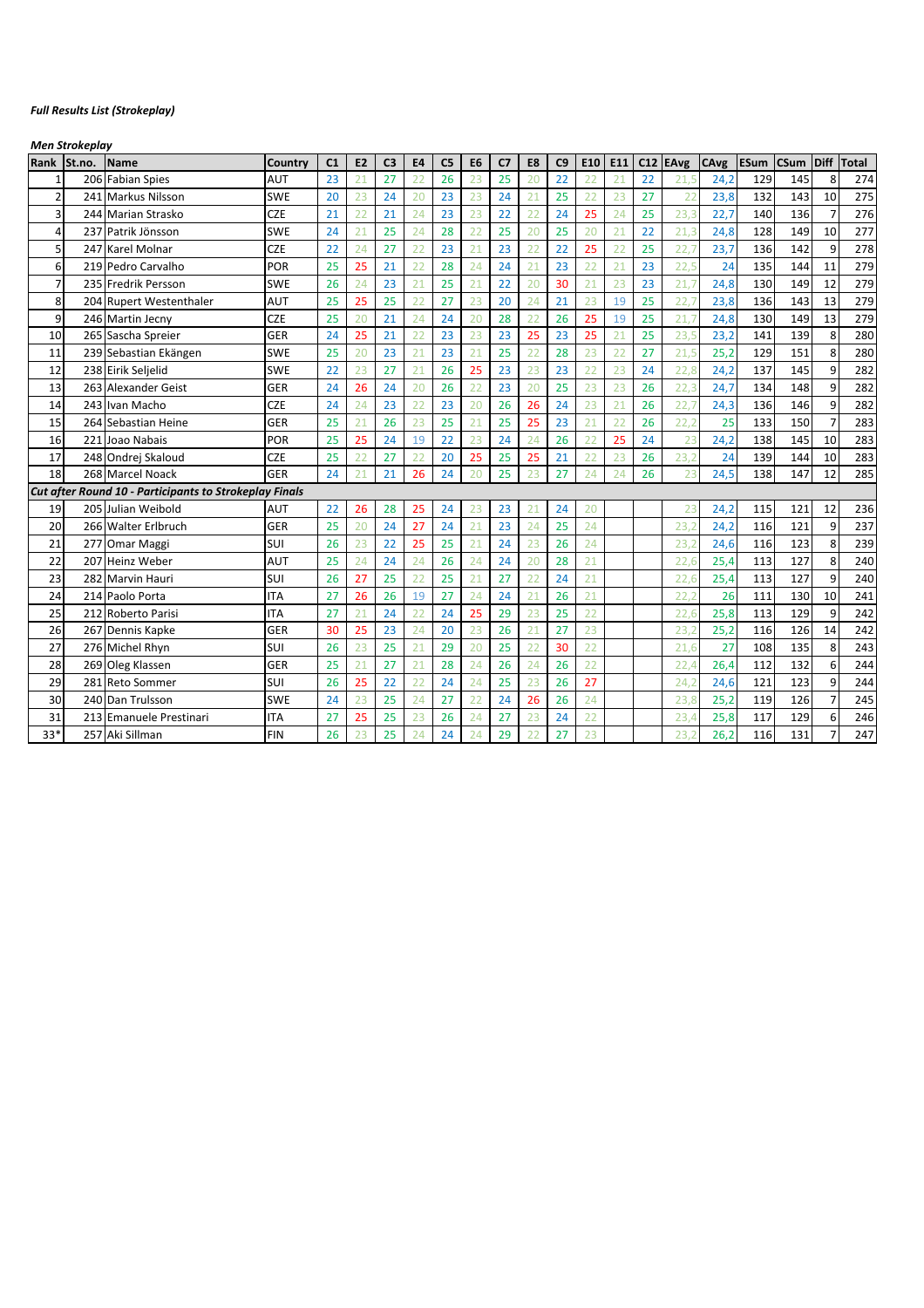*Full Results List (Strokeplay)*

*Men Strokeplay*

| Rank | St.no. | Name | Country | C1 | E2 | C3 | E4 | C5 | E6 | C7 | E8 | C9 | E10 | E11 | C12 | EAvg | CAvg | ESum | CSum | Diff | Total |
|---|---|---|---|---|---|---|---|---|---|---|---|---|---|---|---|---|---|---|---|---|---|
| 1 | 206 | Fabian Spies | AUT | 23 | 21 | 27 | 22 | 26 | 23 | 25 | 20 | 22 | 22 | 21 | 22 | 21,5 | 24,2 | 129 | 145 | 8 | 274 |
| 2 | 241 | Markus Nilsson | SWE | 20 | 23 | 24 | 20 | 23 | 23 | 24 | 21 | 25 | 22 | 23 | 27 | 22 | 23,8 | 132 | 143 | 10 | 275 |
| 3 | 244 | Marian Strasko | CZE | 21 | 22 | 21 | 24 | 23 | 23 | 22 | 22 | 24 | 25 | 24 | 25 | 23,3 | 22,7 | 140 | 136 | 7 | 276 |
| 4 | 237 | Patrik Jönsson | SWE | 24 | 21 | 25 | 24 | 28 | 22 | 25 | 20 | 25 | 20 | 21 | 22 | 21,3 | 24,8 | 128 | 149 | 10 | 277 |
| 5 | 247 | Karel Molnar | CZE | 22 | 24 | 27 | 22 | 23 | 21 | 23 | 22 | 22 | 25 | 22 | 25 | 22,7 | 23,7 | 136 | 142 | 9 | 278 |
| 6 | 219 | Pedro Carvalho | POR | 25 | 25 | 21 | 22 | 28 | 24 | 24 | 21 | 23 | 22 | 21 | 23 | 22,5 | 24 | 135 | 144 | 11 | 279 |
| 7 | 235 | Fredrik Persson | SWE | 26 | 24 | 23 | 21 | 25 | 21 | 22 | 20 | 30 | 21 | 23 | 23 | 21,7 | 24,8 | 130 | 149 | 12 | 279 |
| 8 | 204 | Rupert Westenthaler | AUT | 25 | 25 | 25 | 22 | 27 | 23 | 20 | 24 | 21 | 23 | 19 | 25 | 22,7 | 23,8 | 136 | 143 | 13 | 279 |
| 9 | 246 | Martin Jecny | CZE | 25 | 20 | 21 | 24 | 24 | 20 | 28 | 22 | 26 | 25 | 19 | 25 | 21,7 | 24,8 | 130 | 149 | 13 | 279 |
| 10 | 265 | Sascha Spreier | GER | 24 | 25 | 21 | 22 | 23 | 23 | 23 | 25 | 23 | 25 | 21 | 25 | 23,5 | 23,2 | 141 | 139 | 8 | 280 |
| 11 | 239 | Sebastian Ekängen | SWE | 25 | 20 | 23 | 21 | 23 | 21 | 25 | 22 | 28 | 23 | 22 | 27 | 21,5 | 25,2 | 129 | 151 | 8 | 280 |
| 12 | 238 | Eirik Seljelid | SWE | 22 | 23 | 27 | 21 | 26 | 25 | 23 | 23 | 23 | 22 | 23 | 24 | 22,8 | 24,2 | 137 | 145 | 9 | 282 |
| 13 | 263 | Alexander Geist | GER | 24 | 26 | 24 | 20 | 26 | 22 | 23 | 20 | 25 | 23 | 23 | 26 | 22,3 | 24,7 | 134 | 148 | 9 | 282 |
| 14 | 243 | Ivan Macho | CZE | 24 | 24 | 23 | 22 | 23 | 20 | 26 | 26 | 24 | 23 | 21 | 26 | 22,7 | 24,3 | 136 | 146 | 9 | 282 |
| 15 | 264 | Sebastian Heine | GER | 25 | 21 | 26 | 23 | 25 | 21 | 25 | 25 | 23 | 21 | 22 | 26 | 22,2 | 25 | 133 | 150 | 7 | 283 |
| 16 | 221 | Joao Nabais | POR | 25 | 25 | 24 | 19 | 22 | 23 | 24 | 24 | 26 | 22 | 25 | 24 | 23 | 24,2 | 138 | 145 | 10 | 283 |
| 17 | 248 | Ondrej Skaloud | CZE | 25 | 22 | 27 | 22 | 20 | 25 | 25 | 25 | 21 | 22 | 23 | 26 | 23,2 | 24 | 139 | 144 | 10 | 283 |
| 18 | 268 | Marcel Noack | GER | 24 | 21 | 21 | 26 | 24 | 20 | 25 | 23 | 27 | 24 | 24 | 26 | 23 | 24,5 | 138 | 147 | 12 | 285 |
| ***Cut after Round 10 - Participants to Strokeplay Finals*** | | | | | | | | | | | | | | | | | | | | | |
| 19 | 205 | Julian Weibold | AUT | 22 | 26 | 28 | 25 | 24 | 23 | 23 | 21 | 24 | 20 | | | 23 | 24,2 | 115 | 121 | 12 | 236 |
| 20 | 266 | Walter Erlbruch | GER | 25 | 20 | 24 | 27 | 24 | 21 | 23 | 24 | 25 | 24 | | | 23,2 | 24,2 | 116 | 121 | 9 | 237 |
| 21 | 277 | Omar Maggi | SUI | 26 | 23 | 22 | 25 | 25 | 21 | 24 | 23 | 26 | 24 | | | 23,2 | 24,6 | 116 | 123 | 8 | 239 |
| 22 | 207 | Heinz Weber | AUT | 25 | 24 | 24 | 24 | 26 | 24 | 24 | 20 | 28 | 21 | | | 22,6 | 25,4 | 113 | 127 | 8 | 240 |
| 23 | 282 | Marvin Hauri | SUI | 26 | 27 | 25 | 22 | 25 | 21 | 27 | 22 | 24 | 21 | | | 22,6 | 25,4 | 113 | 127 | 9 | 240 |
| 24 | 214 | Paolo Porta | ITA | 27 | 26 | 26 | 19 | 27 | 24 | 24 | 21 | 26 | 21 | | | 22,2 | 26 | 111 | 130 | 10 | 241 |
| 25 | 212 | Roberto Parisi | ITA | 27 | 21 | 24 | 22 | 24 | 25 | 29 | 23 | 25 | 22 | | | 22,6 | 25,8 | 113 | 129 | 9 | 242 |
| 26 | 267 | Dennis Kapke | GER | 30 | 25 | 23 | 24 | 20 | 23 | 26 | 21 | 27 | 23 | | | 23,2 | 25,2 | 116 | 126 | 14 | 242 |
| 27 | 276 | Michel Rhyn | SUI | 26 | 23 | 25 | 21 | 29 | 20 | 25 | 22 | 30 | 22 | | | 21,6 | 27 | 108 | 135 | 8 | 243 |
| 28 | 269 | Oleg Klassen | GER | 25 | 21 | 27 | 21 | 28 | 24 | 26 | 24 | 26 | 22 | | | 22,4 | 26,4 | 112 | 132 | 6 | 244 |
| 29 | 281 | Reto Sommer | SUI | 26 | 25 | 22 | 22 | 24 | 24 | 25 | 23 | 26 | 27 | | | 24,2 | 24,6 | 121 | 123 | 9 | 244 |
| 30 | 240 | Dan Trulsson | SWE | 24 | 23 | 25 | 24 | 27 | 22 | 24 | 26 | 26 | 24 | | | 23,8 | 25,2 | 119 | 126 | 7 | 245 |
| 31 | 213 | Emanuele Prestinari | ITA | 27 | 25 | 25 | 23 | 26 | 24 | 27 | 23 | 24 | 22 | | | 23,4 | 25,8 | 117 | 129 | 6 | 246 |
| 33* | 257 | Aki Sillman | FIN | 26 | 23 | 25 | 24 | 24 | 24 | 29 | 22 | 27 | 23 | | | 23,2 | 26,2 | 116 | 131 | 7 | 247 |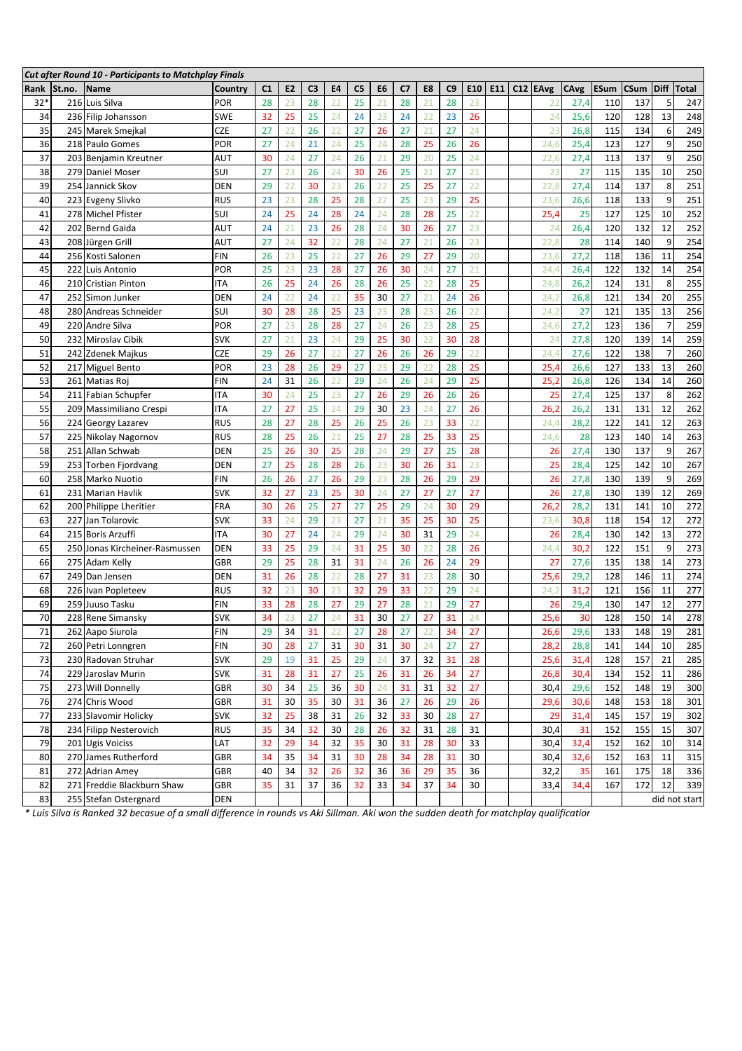| *Cut after Round 10 - Participants to Matchplay Finals* | | | | | | | | | | | | | | | | | | | | | | |
|---|---|---|---|---|---|---|---|---|---|---|---|---|---|---|---|---|---|---|---|---|---|---|
| **Rank** | **St.no.** | **Name** | **Country** | **C1** | **E2** | **C3** | **E4** | **C5** | **E6** | **C7** | **E8** | **C9** | **E10** | **E11** | **C12** | **EAvg** | **CAvg** | **ESum** | **CSum** | **Diff** | **Total** |
| 32* | 216 | Luis Silva | POR | 28 | 23 | 28 | 22 | 25 | 21 | 28 | 21 | 28 | 23 | | | 22 | 27,4 | 110 | 137 | 5 | 247 |
| 34 | 236 | Filip Johansson | SWE | 32 | 25 | 25 | 24 | 24 | 23 | 24 | 22 | 23 | 26 | | | 24 | 25,6 | 120 | 128 | 13 | 248 |
| 35 | 245 | Marek Smejkal | CZE | 27 | 22 | 26 | 22 | 27 | 26 | 27 | 21 | 27 | 24 | | | 23 | 26,8 | 115 | 134 | 6 | 249 |
| 36 | 218 | Paulo Gomes | POR | 27 | 24 | 21 | 24 | 25 | 24 | 28 | 25 | 26 | 26 | | | 24,6 | 25,4 | 123 | 127 | 9 | 250 |
| 37 | 203 | Benjamin Kreutner | AUT | 30 | 24 | 27 | 24 | 26 | 21 | 29 | 20 | 25 | 24 | | | 22,6 | 27,4 | 113 | 137 | 9 | 250 |
| 38 | 279 | Daniel Moser | SUI | 27 | 23 | 26 | 24 | 30 | 26 | 25 | 21 | 27 | 21 | | | 23 | 27 | 115 | 135 | 10 | 250 |
| 39 | 254 | Jannick Skov | DEN | 29 | 22 | 30 | 23 | 26 | 22 | 25 | 25 | 27 | 22 | | | 22,8 | 27,4 | 114 | 137 | 8 | 251 |
| 40 | 223 | Evgeny Slivko | RUS | 23 | 23 | 28 | 25 | 28 | 22 | 25 | 23 | 29 | 25 | | | 23,6 | 26,6 | 118 | 133 | 9 | 251 |
| 41 | 278 | Michel Pfister | SUI | 24 | 25 | 24 | 28 | 24 | 24 | 28 | 28 | 25 | 22 | | | 25,4 | 25 | 127 | 125 | 10 | 252 |
| 42 | 202 | Bernd Gaida | AUT | 24 | 21 | 23 | 26 | 28 | 24 | 30 | 26 | 27 | 23 | | | 24 | 26,4 | 120 | 132 | 12 | 252 |
| 43 | 208 | Jürgen Grill | AUT | 27 | 24 | 32 | 22 | 28 | 24 | 27 | 21 | 26 | 23 | | | 22,8 | 28 | 114 | 140 | 9 | 254 |
| 44 | 256 | Kosti Salonen | FIN | 26 | 23 | 25 | 22 | 27 | 26 | 29 | 27 | 29 | 20 | | | 23,6 | 27,2 | 118 | 136 | 11 | 254 |
| 45 | 222 | Luis Antonio | POR | 25 | 23 | 23 | 28 | 27 | 26 | 30 | 24 | 27 | 21 | | | 24,4 | 26,4 | 122 | 132 | 14 | 254 |
| 46 | 210 | Cristian Pinton | ITA | 26 | 25 | 24 | 26 | 28 | 26 | 25 | 22 | 28 | 25 | | | 24,8 | 26,2 | 124 | 131 | 8 | 255 |
| 47 | 252 | Simon Junker | DEN | 24 | 22 | 24 | 22 | 35 | 30 | 27 | 21 | 24 | 26 | | | 24,2 | 26,8 | 121 | 134 | 20 | 255 |
| 48 | 280 | Andreas Schneider | SUI | 30 | 28 | 28 | 25 | 23 | 23 | 28 | 23 | 26 | 22 | | | 24,2 | 27 | 121 | 135 | 13 | 256 |
| 49 | 220 | Andre Silva | POR | 27 | 23 | 28 | 28 | 27 | 24 | 26 | 23 | 28 | 25 | | | 24,6 | 27,2 | 123 | 136 | 7 | 259 |
| 50 | 232 | Miroslav Cibik | SVK | 27 | 21 | 23 | 24 | 29 | 25 | 30 | 22 | 30 | 28 | | | 24 | 27,8 | 120 | 139 | 14 | 259 |
| 51 | 242 | Zdenek Majkus | CZE | 29 | 26 | 27 | 22 | 27 | 26 | 26 | 26 | 29 | 22 | | | 24,4 | 27,6 | 122 | 138 | 7 | 260 |
| 52 | 217 | Miguel Bento | POR | 23 | 28 | 26 | 29 | 27 | 23 | 29 | 22 | 28 | 25 | | | 25,4 | 26,6 | 127 | 133 | 13 | 260 |
| 53 | 261 | Matias Roj | FIN | 24 | 31 | 26 | 22 | 29 | 24 | 26 | 24 | 29 | 25 | | | 25,2 | 26,8 | 126 | 134 | 14 | 260 |
| 54 | 211 | Fabian Schupfer | ITA | 30 | 24 | 25 | 23 | 27 | 26 | 29 | 26 | 26 | 26 | | | 25 | 27,4 | 125 | 137 | 8 | 262 |
| 55 | 209 | Massimiliano Crespi | ITA | 27 | 27 | 25 | 24 | 29 | 30 | 23 | 24 | 27 | 26 | | | 26,2 | 26,2 | 131 | 131 | 12 | 262 |
| 56 | 224 | Georgy Lazarev | RUS | 28 | 27 | 28 | 25 | 26 | 25 | 26 | 23 | 33 | 22 | | | 24,4 | 28,2 | 122 | 141 | 12 | 263 |
| 57 | 225 | Nikolay Nagornov | RUS | 28 | 25 | 26 | 21 | 25 | 27 | 28 | 25 | 33 | 25 | | | 24,6 | 28 | 123 | 140 | 14 | 263 |
| 58 | 251 | Allan Schwab | DEN | 25 | 26 | 30 | 25 | 28 | 24 | 29 | 27 | 25 | 28 | | | 26 | 27,4 | 130 | 137 | 9 | 267 |
| 59 | 253 | Torben Fjordvang | DEN | 27 | 25 | 28 | 28 | 26 | 23 | 30 | 26 | 31 | 23 | | | 25 | 28,4 | 125 | 142 | 10 | 267 |
| 60 | 258 | Marko Nuotio | FIN | 26 | 26 | 27 | 26 | 29 | 23 | 28 | 26 | 29 | 29 | | | 26 | 27,8 | 130 | 139 | 9 | 269 |
| 61 | 231 | Marian Havlik | SVK | 32 | 27 | 23 | 25 | 30 | 24 | 27 | 27 | 27 | 27 | | | 26 | 27,8 | 130 | 139 | 12 | 269 |
| 62 | 200 | Philippe Lheritier | FRA | 30 | 26 | 25 | 27 | 27 | 25 | 29 | 24 | 30 | 29 | | | 26,2 | 28,2 | 131 | 141 | 10 | 272 |
| 63 | 227 | Jan Tolarovic | SVK | 33 | 24 | 29 | 23 | 27 | 21 | 35 | 25 | 30 | 25 | | | 23,6 | 30,8 | 118 | 154 | 12 | 272 |
| 64 | 215 | Boris Arzuffi | ITA | 30 | 27 | 24 | 24 | 29 | 24 | 30 | 31 | 29 | 24 | | | 26 | 28,4 | 130 | 142 | 13 | 272 |
| 65 | 250 | Jonas Kircheiner-Rasmussen | DEN | 33 | 25 | 29 | 24 | 31 | 25 | 30 | 22 | 28 | 26 | | | 24,4 | 30,2 | 122 | 151 | 9 | 273 |
| 66 | 275 | Adam Kelly | GBR | 29 | 25 | 28 | 31 | 31 | 24 | 26 | 26 | 24 | 29 | | | 27 | 27,6 | 135 | 138 | 14 | 273 |
| 67 | 249 | Dan Jensen | DEN | 31 | 26 | 28 | 22 | 28 | 27 | 31 | 23 | 28 | 30 | | | 25,6 | 29,2 | 128 | 146 | 11 | 274 |
| 68 | 226 | Ivan Popleteev | RUS | 32 | 23 | 30 | 23 | 32 | 29 | 33 | 22 | 29 | 24 | | | 24,2 | 31,2 | 121 | 156 | 11 | 277 |
| 69 | 259 | Juuso Tasku | FIN | 33 | 28 | 28 | 27 | 29 | 27 | 28 | 21 | 29 | 27 | | | 26 | 29,4 | 130 | 147 | 12 | 277 |
| 70 | 228 | Rene Simansky | SVK | 34 | 23 | 27 | 24 | 31 | 30 | 27 | 27 | 31 | 24 | | | 25,6 | 30 | 128 | 150 | 14 | 278 |
| 71 | 262 | Aapo Siurola | FIN | 29 | 34 | 31 | 22 | 27 | 28 | 27 | 22 | 34 | 27 | | | 26,6 | 29,6 | 133 | 148 | 19 | 281 |
| 72 | 260 | Petri Lonngren | FIN | 30 | 28 | 27 | 31 | 30 | 31 | 30 | 24 | 27 | 27 | | | 28,2 | 28,8 | 141 | 144 | 10 | 285 |
| 73 | 230 | Radovan Struhar | SVK | 29 | 19 | 31 | 25 | 29 | 24 | 37 | 32 | 31 | 28 | | | 25,6 | 31,4 | 128 | 157 | 21 | 285 |
| 74 | 229 | Jaroslav Murin | SVK | 31 | 28 | 31 | 27 | 25 | 26 | 31 | 26 | 34 | 27 | | | 26,8 | 30,4 | 134 | 152 | 11 | 286 |
| 75 | 273 | Will Donnelly | GBR | 30 | 34 | 25 | 36 | 30 | 24 | 31 | 31 | 32 | 27 | | | 30,4 | 29,6 | 152 | 148 | 19 | 300 |
| 76 | 274 | Chris Wood | GBR | 31 | 30 | 35 | 30 | 31 | 36 | 27 | 26 | 29 | 26 | | | 29,6 | 30,6 | 148 | 153 | 18 | 301 |
| 77 | 233 | Slavomir Holicky | SVK | 32 | 25 | 38 | 31 | 26 | 32 | 33 | 30 | 28 | 27 | | | 29 | 31,4 | 145 | 157 | 19 | 302 |
| 78 | 234 | Filipp Nesterovich | RUS | 35 | 34 | 32 | 30 | 28 | 26 | 32 | 31 | 28 | 31 | | | 30,4 | 31 | 152 | 155 | 15 | 307 |
| 79 | 201 | Ugis Voiciss | LAT | 32 | 29 | 34 | 32 | 35 | 30 | 31 | 28 | 30 | 33 | | | 30,4 | 32,4 | 152 | 162 | 10 | 314 |
| 80 | 270 | James Rutherford | GBR | 34 | 35 | 34 | 31 | 30 | 28 | 34 | 28 | 31 | 30 | | | 30,4 | 32,6 | 152 | 163 | 11 | 315 |
| 81 | 272 | Adrian Amey | GBR | 40 | 34 | 32 | 26 | 32 | 36 | 36 | 29 | 35 | 36 | | | 32,2 | 35 | 161 | 175 | 18 | 336 |
| 82 | 271 | Freddie Blackburn Shaw | GBR | 35 | 31 | 37 | 36 | 32 | 33 | 34 | 37 | 34 | 30 | | | 33,4 | 34,4 | 167 | 172 | 12 | 339 |
| 83 | 255 | Stefan Ostergnard | DEN | | | | | | | | | | | | | | | | | | did not start |

*\* Luis Silva is Ranked 32 becasue of a small difference in rounds vs Aki Sillman. Aki won the sudden death for matchplay qualificatior*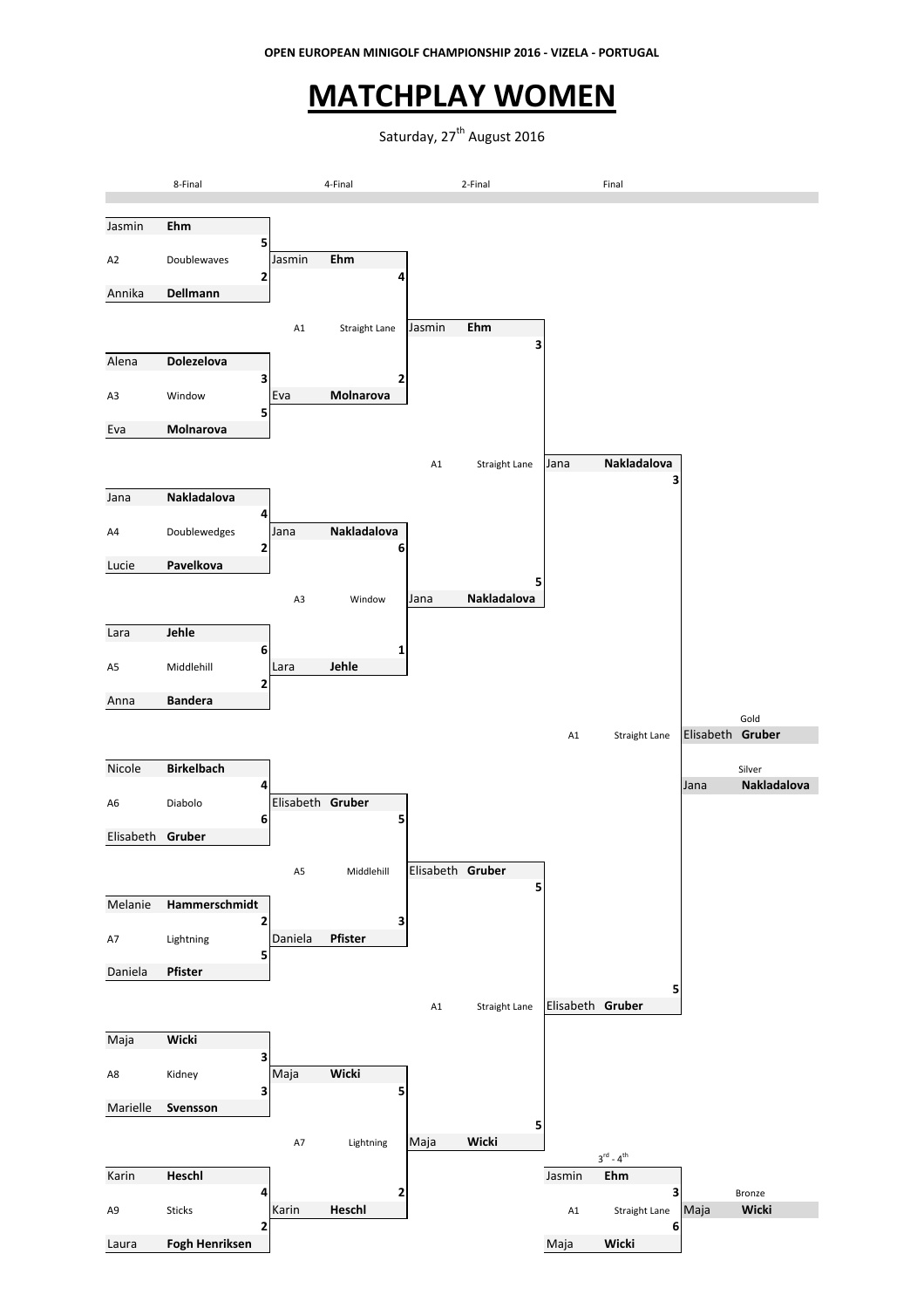OPEN EUROPEAN MINIGOLF CHAMPIONSHIP 2016 - VIZELA - PORTUGAL

# MATCHPLAY WOMEN

Saturday, 27th August 2016

## 8-Final

| Player 1 | Score | Hole | Player 2 | Score |
|---|---|---|---|---|
| Jasmin Ehm | 5 | A2 Doublewaves | Annika Dellmann | 2 |
| Alena Dolezelova | 3 | A3 Window | Eva Molnarova | 5 |
| Jana Nakladalova | 4 | A4 Doublewedges | Lucie Pavelkova | 2 |
| Lara Jehle | 6 | A5 Middlehill | Anna Bandera | 2 |
| Nicole Birkelbach | 4 | A6 Diabolo | Elisabeth Gruber | 6 |
| Melanie Hammerschmidt | 2 | A7 Lightning | Daniela Pfister | 5 |
| Maja Wicki | 3 | A8 Kidney | Marielle Svensson | 3 |
| Karin Heschl | 4 | A9 Sticks | Laura Fogh Henriksen | 2 |

## 4-Final

| Player 1 | Score | Hole | Player 2 | Score |
|---|---|---|---|---|
| Jasmin Ehm | 4 | A1 Straight Lane | Eva Molnarova | 2 |
| Jana Nakladalova | 6 | A3 Window | Lara Jehle | 1 |
| Elisabeth Gruber | 5 | A5 Middlehill | Daniela Pfister | 3 |
| Maja Wicki | 5 | A7 Lightning | Karin Heschl | 2 |

## 2-Final

| Player 1 | Score | Hole | Player 2 | Score |
|---|---|---|---|---|
| Jasmin Ehm | 3 | A1 Straight Lane | Jana Nakladalova | 5 |
| Elisabeth Gruber | 5 | A1 Straight Lane | Maja Wicki | 5 |

## Final

| Player 1 | Score | Hole | Player 2 | Score |
|---|---|---|---|---|
| Jana Nakladalova | 3 | A1 Straight Lane | Elisabeth Gruber | 5 |

## 3rd - 4th

| Player 1 | Score | Hole | Player 2 | Score |
|---|---|---|---|---|
| Jasmin Ehm | 3 | A1 Straight Lane | Maja Wicki | 6 |

## Results

| Medal | Player |
|---|---|
| Gold | Elisabeth Gruber |
| Silver | Jana Nakladalova |
| Bronze | Maja Wicki |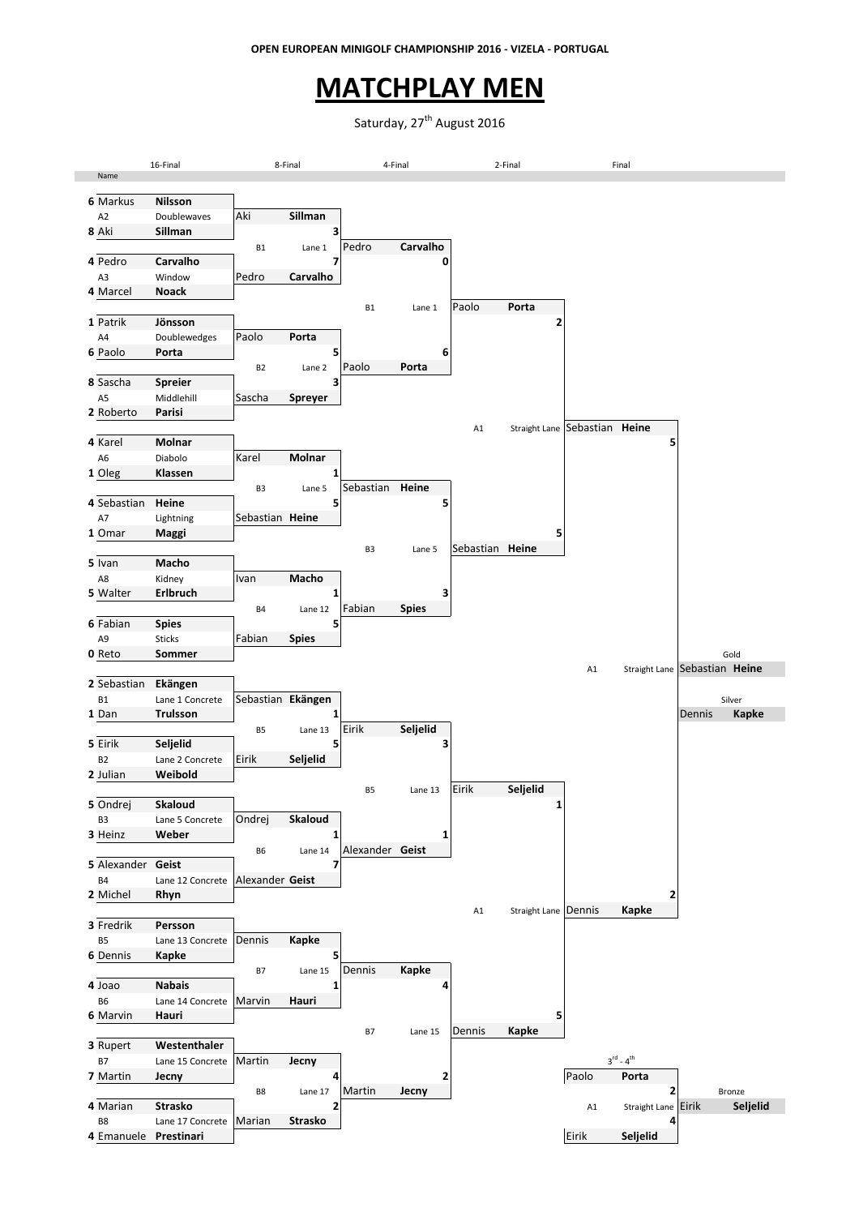OPEN EUROPEAN MINIGOLF CHAMPIONSHIP 2016 - VIZELA - PORTUGAL

# MATCHPLAY MEN

Saturday, 27th August 2016

## 16-Final

| Match | Lane | Player 1 | Score | Player 2 | Score |
|---|---|---|---|---|---|
| A2 | Doublewaves | Markus Nilsson | 6 | Aki Sillman | 8 |
| A3 | Window | Pedro Carvalho | 4 | Marcel Noack | 4 |
| A4 | Doublewedges | Patrik Jönsson | 1 | Paolo Porta | 6 |
| A5 | Middlehill | Sascha Spreier | 8 | Roberto Parisi | 2 |
| A6 | Diabolo | Karel Molnar | 4 | Oleg Klassen | 1 |
| A7 | Lightning | Sebastian Heine | 4 | Omar Maggi | 1 |
| A8 | Kidney | Ivan Macho | 5 | Walter Erlbruch | 5 |
| A9 | Sticks | Fabian Spies | 6 | Reto Sommer | 0 |
| B1 | Lane 1 Concrete | Sebastian Ekängen | 2 | Dan Trulsson | 1 |
| B2 | Lane 2 Concrete | Eirik Seljelid | 5 | Julian Weibold | 2 |
| B3 | Lane 5 Concrete | Ondrej Skaloud | 5 | Heinz Weber | 3 |
| B4 | Lane 12 Concrete | Alexander Geist | 5 | Michel Rhyn | 2 |
| B5 | Lane 13 Concrete | Fredrik Persson | 3 | Dennis Kapke | 6 |
| B6 | Lane 14 Concrete | Joao Nabais | 4 | Marvin Hauri | 6 |
| B7 | Lane 15 Concrete | Rupert Westenthaler | 3 | Martin Jecny | 7 |
| B8 | Lane 17 Concrete | Marian Strasko | 4 | Emanuele Prestinari | 4 |

## 8-Final

| Match | Lane | Player 1 | Score | Player 2 | Score |
|---|---|---|---|---|---|
| B1 | Lane 1 | Aki Sillman | 3 | Pedro Carvalho | 7 |
| B2 | Lane 2 | Paolo Porta | 5 | Sascha Spreyer | 3 |
| B3 | Lane 5 | Karel Molnar | 1 | Sebastian Heine | 5 |
| B4 | Lane 12 | Ivan Macho | 1 | Fabian Spies | 5 |
| B5 | Lane 13 | Sebastian Ekängen | 1 | Eirik Seljelid | 5 |
| B6 | Lane 14 | Ondrej Skaloud | 1 | Alexander Geist | 7 |
| B7 | Lane 15 | Dennis Kapke | 5 | Marvin Hauri | 1 |
| B8 | Lane 17 | Martin Jecny | 4 | Marian Strasko | 2 |

## 4-Final

| Match | Lane | Player 1 | Score | Player 2 | Score |
|---|---|---|---|---|---|
| B1 | Lane 1 | Pedro Carvalho | 0 | Paolo Porta | 6 |
| B3 | Lane 5 | Sebastian Heine | 5 | Fabian Spies | 3 |
| B5 | Lane 13 | Eirik Seljelid | 3 | Alexander Geist | 1 |
| B7 | Lane 15 | Dennis Kapke | 4 | Martin Jecny | 2 |

## 2-Final

| Match | Lane | Player 1 | Score | Player 2 | Score |
|---|---|---|---|---|---|
| A1 | Straight Lane | Paolo Porta | 2 | Sebastian Heine | 5 |
| A1 | Straight Lane | Eirik Seljelid | 1 | Dennis Kapke | 5 |

## Final

| Match | Lane | Player 1 | Score | Player 2 | Score |
|---|---|---|---|---|---|
| A1 | Straight Lane | Sebastian Heine | 5 | Dennis Kapke | 2 |

## 3rd - 4th

| Match | Lane | Player 1 | Score | Player 2 | Score |
|---|---|---|---|---|---|
| A1 | Straight Lane | Paolo Porta | 2 | Eirik Seljelid | 4 |

Gold: Sebastian Heine

Silver: Dennis Kapke

Bronze: Eirik Seljelid